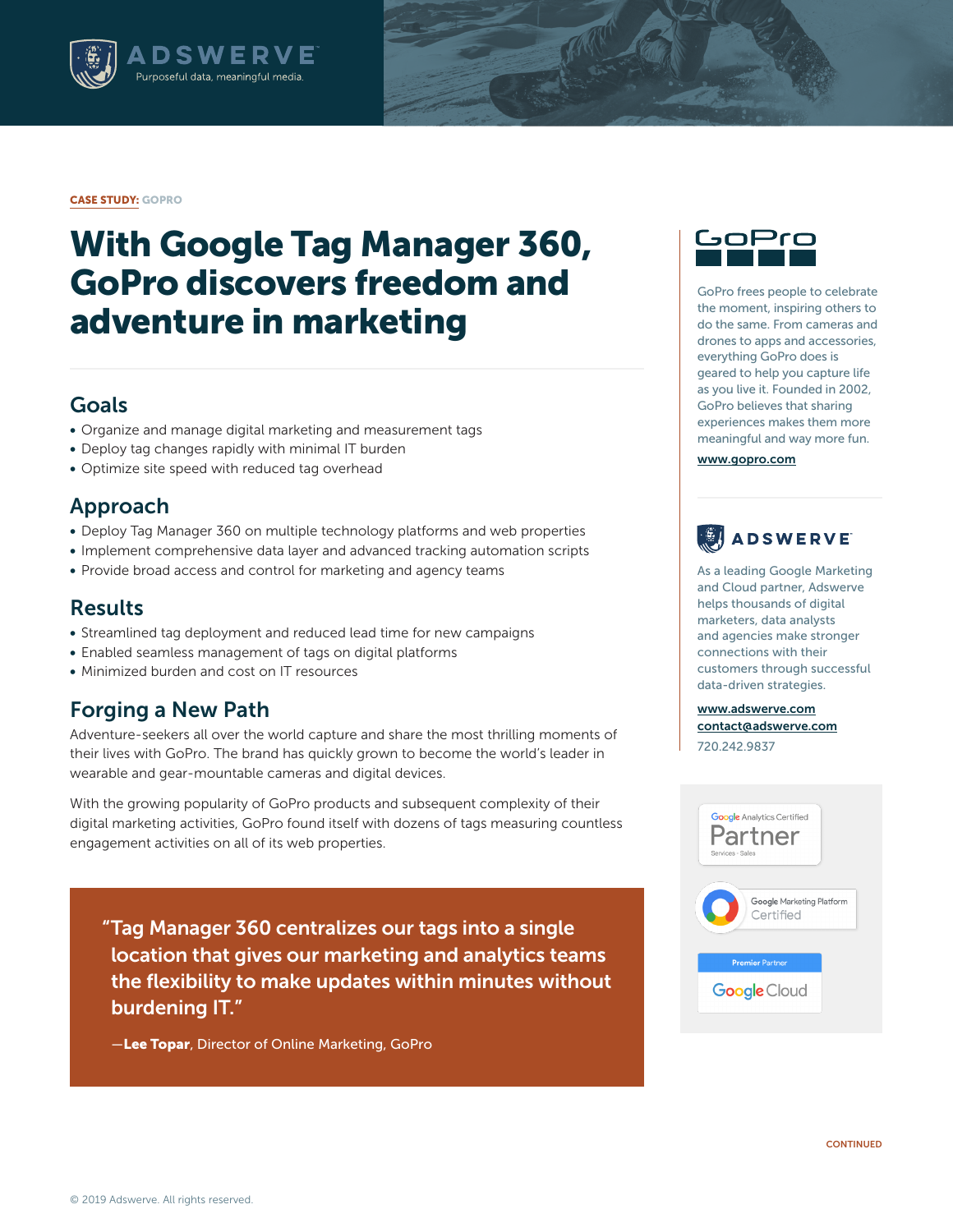ADSWERVE
Purposeful data, meaningful media.

**CASE STUDY:** GOPRO

# With Google Tag Manager 360, GoPro discovers freedom and adventure in marketing

## Goals

- Organize and manage digital marketing and measurement tags
- Deploy tag changes rapidly with minimal IT burden
- Optimize site speed with reduced tag overhead

## Approach

- Deploy Tag Manager 360 on multiple technology platforms and web properties
- Implement comprehensive data layer and advanced tracking automation scripts
- Provide broad access and control for marketing and agency teams

## Results

- Streamlined tag deployment and reduced lead time for new campaigns
- Enabled seamless management of tags on digital platforms
- Minimized burden and cost on IT resources

## Forging a New Path

Adventure-seekers all over the world capture and share the most thrilling moments of their lives with GoPro. The brand has quickly grown to become the world's leader in wearable and gear-mountable cameras and digital devices.

With the growing popularity of GoPro products and subsequent complexity of their digital marketing activities, GoPro found itself with dozens of tags measuring countless engagement activities on all of its web properties.

> "Tag Manager 360 centralizes our tags into a single location that gives our marketing and analytics teams the flexibility to make updates within minutes without burdening IT."
>
> —**Lee Topar**, Director of Online Marketing, GoPro

GoPro

GoPro frees people to celebrate the moment, inspiring others to do the same. From cameras and drones to apps and accessories, everything GoPro does is geared to help you capture life as you live it. Founded in 2002, GoPro believes that sharing experiences makes them more meaningful and way more fun.

www.gopro.com

ADSWERVE

As a leading Google Marketing and Cloud partner, Adswerve helps thousands of digital marketers, data analysts and agencies make stronger connections with their customers through successful data-driven strategies.

www.adswerve.com
contact@adswerve.com
720.242.9837

Google Analytics Certified Partner
Services · Sales

Google Marketing Platform Certified

Premier Partner
Google Cloud

CONTINUED

© 2019 Adswerve. All rights reserved.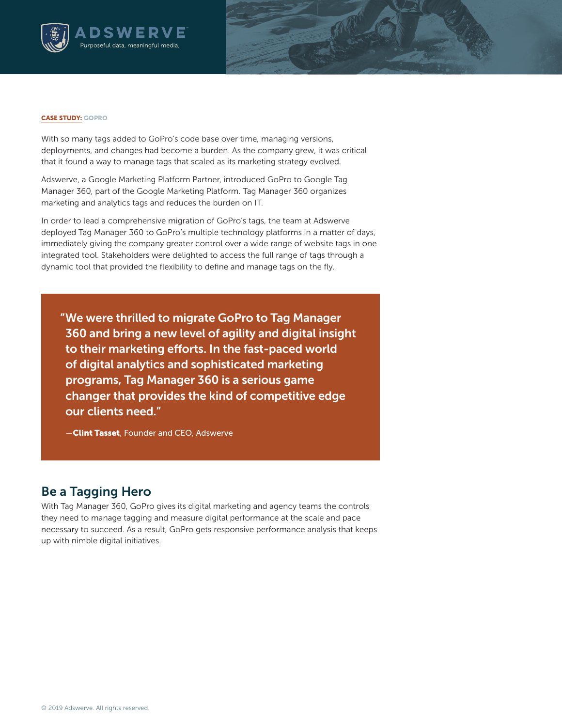ADSWERVE

Purposeful data, meaningful media.

**CASE STUDY:** GOPRO

With so many tags added to GoPro's code base over time, managing versions, deployments, and changes had become a burden. As the company grew, it was critical that it found a way to manage tags that scaled as its marketing strategy evolved.

Adswerve, a Google Marketing Platform Partner, introduced GoPro to Google Tag Manager 360, part of the Google Marketing Platform. Tag Manager 360 organizes marketing and analytics tags and reduces the burden on IT.

In order to lead a comprehensive migration of GoPro's tags, the team at Adswerve deployed Tag Manager 360 to GoPro's multiple technology platforms in a matter of days, immediately giving the company greater control over a wide range of website tags in one integrated tool. Stakeholders were delighted to access the full range of tags through a dynamic tool that provided the flexibility to define and manage tags on the fly.

> **"We were thrilled to migrate GoPro to Tag Manager 360 and bring a new level of agility and digital insight to their marketing efforts. In the fast-paced world of digital analytics and sophisticated marketing programs, Tag Manager 360 is a serious game changer that provides the kind of competitive edge our clients need."**
>
> —**Clint Tasset**, Founder and CEO, Adswerve

## Be a Tagging Hero

With Tag Manager 360, GoPro gives its digital marketing and agency teams the controls they need to manage tagging and measure digital performance at the scale and pace necessary to succeed. As a result, GoPro gets responsive performance analysis that keeps up with nimble digital initiatives.

© 2019 Adswerve. All rights reserved.